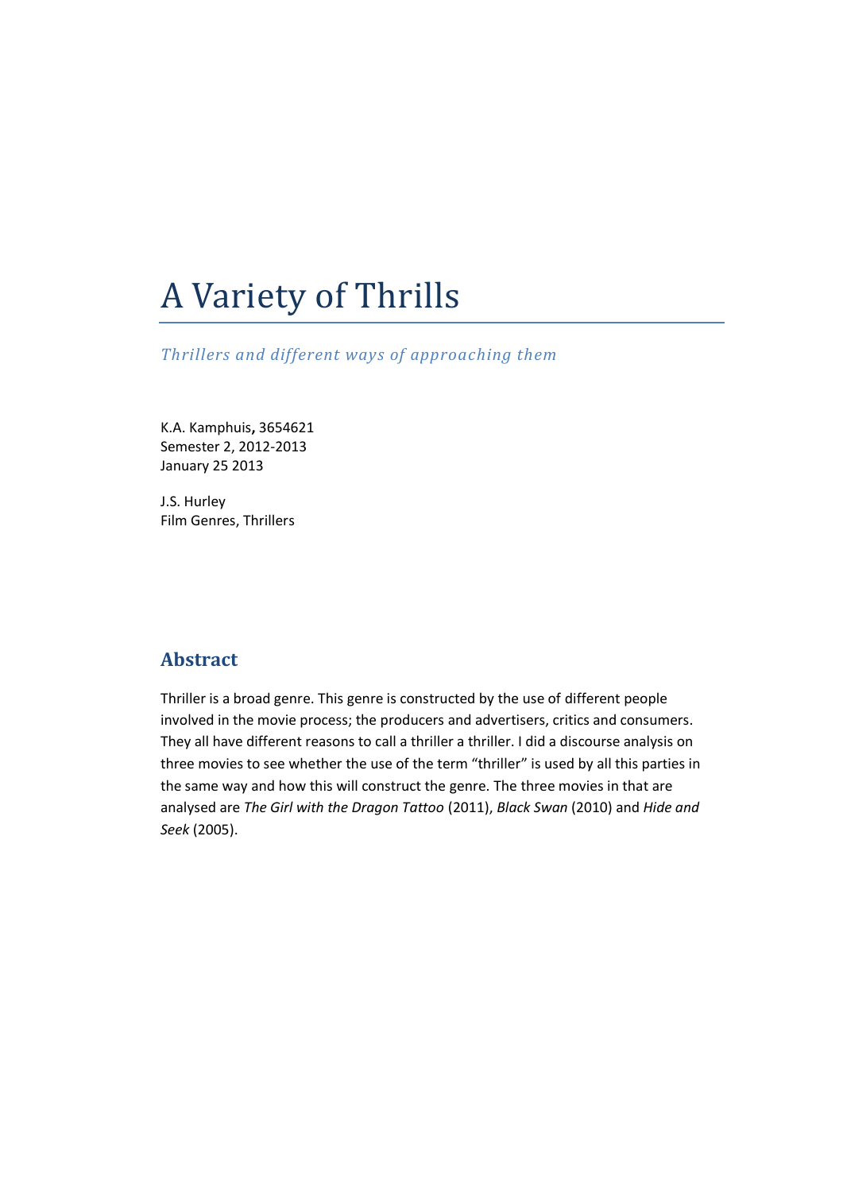# A Variety of Thrills

*Thrillers and different ways of approaching them*

K.A. Kamphuis**,** 3654621
Semester 2, 2012-2013
January 25 2013

J.S. Hurley
Film Genres, Thrillers

## Abstract

Thriller is a broad genre. This genre is constructed by the use of different people involved in the movie process; the producers and advertisers, critics and consumers. They all have different reasons to call a thriller a thriller. I did a discourse analysis on three movies to see whether the use of the term "thriller" is used by all this parties in the same way and how this will construct the genre. The three movies in that are analysed are *The Girl with the Dragon Tattoo* (2011), *Black Swan* (2010) and *Hide and Seek* (2005).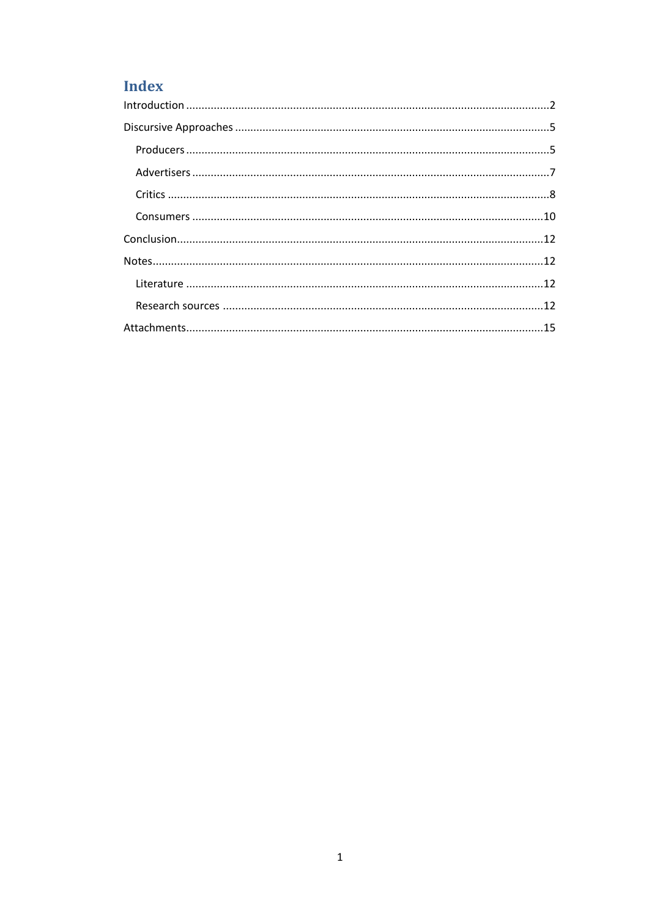## Index

- Introduction ..... 2
- Discursive Approaches ..... 5
  - Producers ..... 5
  - Advertisers ..... 7
  - Critics ..... 8
  - Consumers ..... 10
- Conclusion ..... 12
- Notes ..... 12
  - Literature ..... 12
  - Research sources ..... 12
- Attachments ..... 15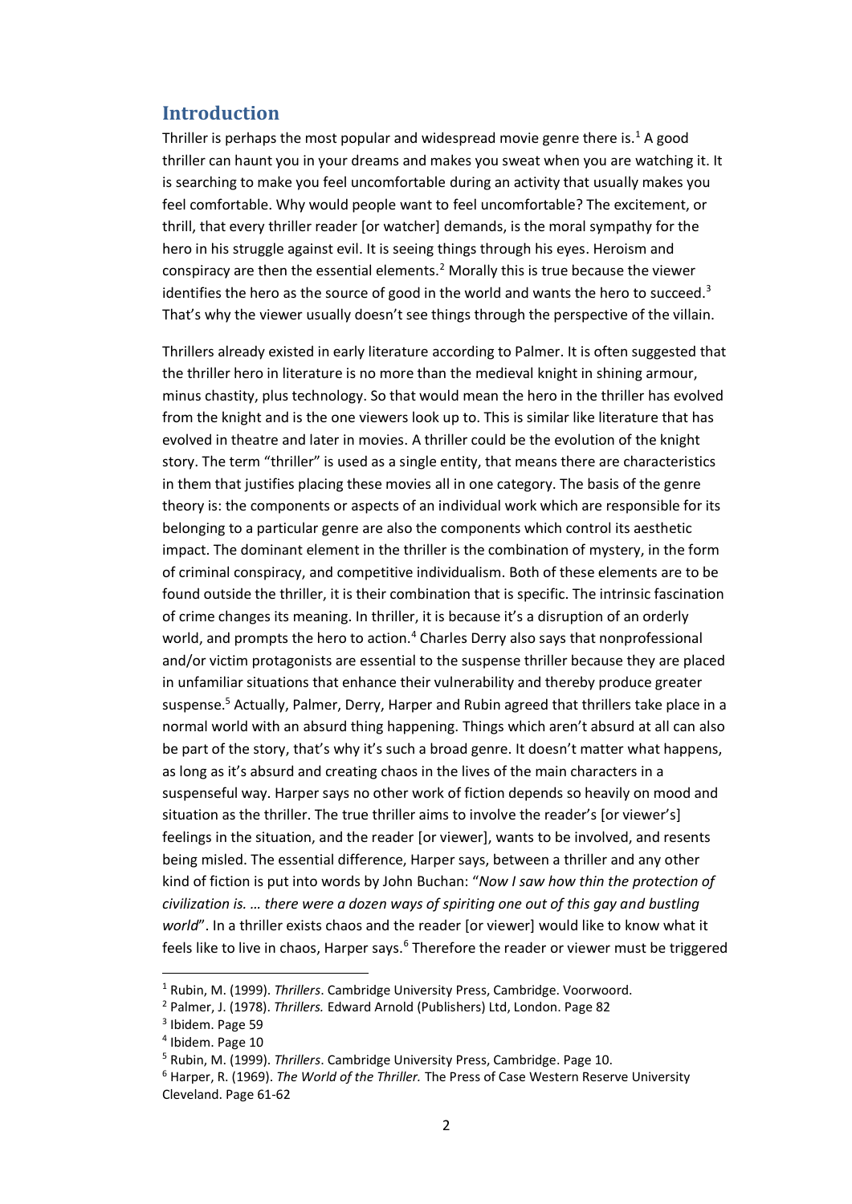## Introduction

Thriller is perhaps the most popular and widespread movie genre there is.[1] A good thriller can haunt you in your dreams and makes you sweat when you are watching it. It is searching to make you feel uncomfortable during an activity that usually makes you feel comfortable. Why would people want to feel uncomfortable? The excitement, or thrill, that every thriller reader [or watcher] demands, is the moral sympathy for the hero in his struggle against evil. It is seeing things through his eyes. Heroism and conspiracy are then the essential elements.[2] Morally this is true because the viewer identifies the hero as the source of good in the world and wants the hero to succeed.[3] That's why the viewer usually doesn't see things through the perspective of the villain.

Thrillers already existed in early literature according to Palmer. It is often suggested that the thriller hero in literature is no more than the medieval knight in shining armour, minus chastity, plus technology. So that would mean the hero in the thriller has evolved from the knight and is the one viewers look up to. This is similar like literature that has evolved in theatre and later in movies. A thriller could be the evolution of the knight story. The term "thriller" is used as a single entity, that means there are characteristics in them that justifies placing these movies all in one category. The basis of the genre theory is: the components or aspects of an individual work which are responsible for its belonging to a particular genre are also the components which control its aesthetic impact. The dominant element in the thriller is the combination of mystery, in the form of criminal conspiracy, and competitive individualism. Both of these elements are to be found outside the thriller, it is their combination that is specific. The intrinsic fascination of crime changes its meaning. In thriller, it is because it's a disruption of an orderly world, and prompts the hero to action.[4] Charles Derry also says that nonprofessional and/or victim protagonists are essential to the suspense thriller because they are placed in unfamiliar situations that enhance their vulnerability and thereby produce greater suspense.[5] Actually, Palmer, Derry, Harper and Rubin agreed that thrillers take place in a normal world with an absurd thing happening. Things which aren't absurd at all can also be part of the story, that's why it's such a broad genre. It doesn't matter what happens, as long as it's absurd and creating chaos in the lives of the main characters in a suspenseful way. Harper says no other work of fiction depends so heavily on mood and situation as the thriller. The true thriller aims to involve the reader's [or viewer's] feelings in the situation, and the reader [or viewer], wants to be involved, and resents being misled. The essential difference, Harper says, between a thriller and any other kind of fiction is put into words by John Buchan: "*Now I saw how thin the protection of civilization is. … there were a dozen ways of spiriting one out of this gay and bustling world*". In a thriller exists chaos and the reader [or viewer] would like to know what it feels like to live in chaos, Harper says.[6] Therefore the reader or viewer must be triggered

---

[1] Rubin, M. (1999). *Thrillers*. Cambridge University Press, Cambridge. Voorwoord.

[2] Palmer, J. (1978). *Thrillers.* Edward Arnold (Publishers) Ltd, London. Page 82

[3] Ibidem. Page 59

[4] Ibidem. Page 10

[5] Rubin, M. (1999). *Thrillers*. Cambridge University Press, Cambridge. Page 10.

[6] Harper, R. (1969). *The World of the Thriller.* The Press of Case Western Reserve University Cleveland. Page 61-62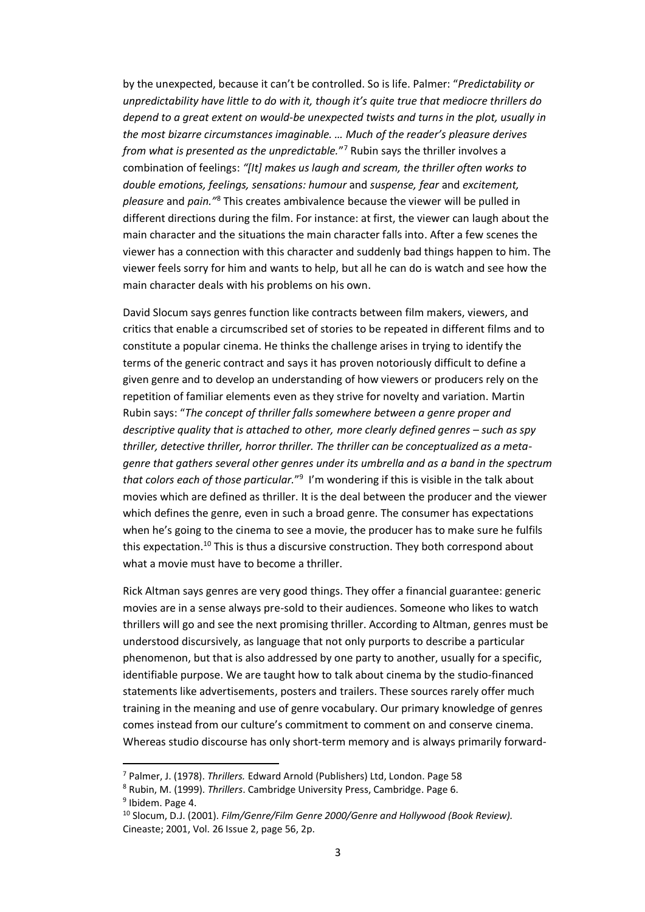by the unexpected, because it can't be controlled. So is life. Palmer: "*Predictability or unpredictability have little to do with it, though it's quite true that mediocre thrillers do depend to a great extent on would-be unexpected twists and turns in the plot, usually in the most bizarre circumstances imaginable. … Much of the reader's pleasure derives from what is presented as the unpredictable.*"[7] Rubin says the thriller involves a combination of feelings: *"[It] makes us laugh and scream, the thriller often works to double emotions, feelings, sensations: humour* and *suspense, fear* and *excitement, pleasure* and *pain."*[8] This creates ambivalence because the viewer will be pulled in different directions during the film. For instance: at first, the viewer can laugh about the main character and the situations the main character falls into. After a few scenes the viewer has a connection with this character and suddenly bad things happen to him. The viewer feels sorry for him and wants to help, but all he can do is watch and see how the main character deals with his problems on his own.

David Slocum says genres function like contracts between film makers, viewers, and critics that enable a circumscribed set of stories to be repeated in different films and to constitute a popular cinema. He thinks the challenge arises in trying to identify the terms of the generic contract and says it has proven notoriously difficult to define a given genre and to develop an understanding of how viewers or producers rely on the repetition of familiar elements even as they strive for novelty and variation. Martin Rubin says: "*The concept of thriller falls somewhere between a genre proper and descriptive quality that is attached to other, more clearly defined genres – such as spy thriller, detective thriller, horror thriller. The thriller can be conceptualized as a meta-genre that gathers several other genres under its umbrella and as a band in the spectrum that colors each of those particular.*"[9] I'm wondering if this is visible in the talk about movies which are defined as thriller. It is the deal between the producer and the viewer which defines the genre, even in such a broad genre. The consumer has expectations when he's going to the cinema to see a movie, the producer has to make sure he fulfils this expectation.[10] This is thus a discursive construction. They both correspond about what a movie must have to become a thriller.

Rick Altman says genres are very good things. They offer a financial guarantee: generic movies are in a sense always pre-sold to their audiences. Someone who likes to watch thrillers will go and see the next promising thriller. According to Altman, genres must be understood discursively, as language that not only purports to describe a particular phenomenon, but that is also addressed by one party to another, usually for a specific, identifiable purpose. We are taught how to talk about cinema by the studio-financed statements like advertisements, posters and trailers. These sources rarely offer much training in the meaning and use of genre vocabulary. Our primary knowledge of genres comes instead from our culture's commitment to comment on and conserve cinema. Whereas studio discourse has only short-term memory and is always primarily forward-

---

[7] Palmer, J. (1978). *Thrillers.* Edward Arnold (Publishers) Ltd, London. Page 58

[8] Rubin, M. (1999). *Thrillers*. Cambridge University Press, Cambridge. Page 6.

[9] Ibidem. Page 4.

[10] Slocum, D.J. (2001). *Film/Genre/Film Genre 2000/Genre and Hollywood (Book Review).* Cineaste; 2001, Vol. 26 Issue 2, page 56, 2p.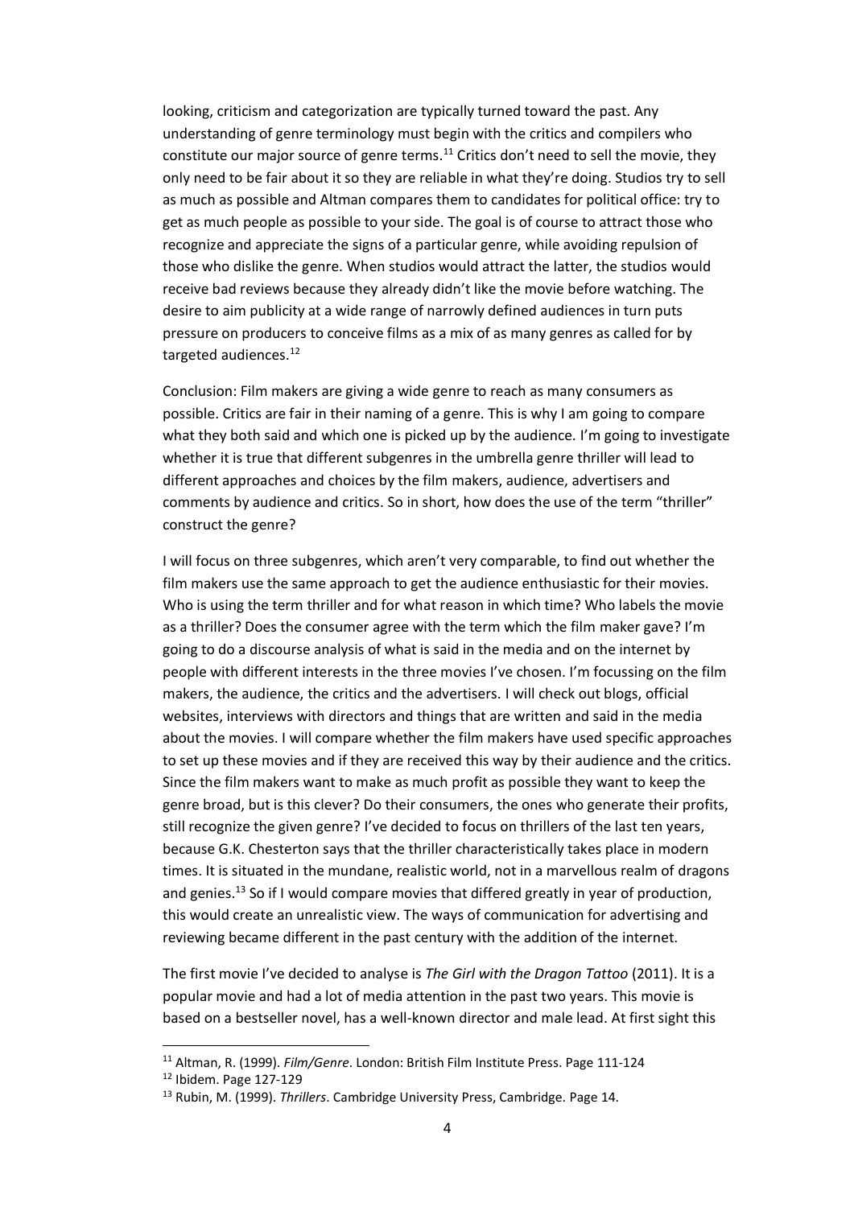looking, criticism and categorization are typically turned toward the past. Any understanding of genre terminology must begin with the critics and compilers who constitute our major source of genre terms.[11] Critics don't need to sell the movie, they only need to be fair about it so they are reliable in what they're doing. Studios try to sell as much as possible and Altman compares them to candidates for political office: try to get as much people as possible to your side. The goal is of course to attract those who recognize and appreciate the signs of a particular genre, while avoiding repulsion of those who dislike the genre. When studios would attract the latter, the studios would receive bad reviews because they already didn't like the movie before watching. The desire to aim publicity at a wide range of narrowly defined audiences in turn puts pressure on producers to conceive films as a mix of as many genres as called for by targeted audiences.[12]

Conclusion: Film makers are giving a wide genre to reach as many consumers as possible. Critics are fair in their naming of a genre. This is why I am going to compare what they both said and which one is picked up by the audience. I'm going to investigate whether it is true that different subgenres in the umbrella genre thriller will lead to different approaches and choices by the film makers, audience, advertisers and comments by audience and critics. So in short, how does the use of the term "thriller" construct the genre?

I will focus on three subgenres, which aren't very comparable, to find out whether the film makers use the same approach to get the audience enthusiastic for their movies. Who is using the term thriller and for what reason in which time? Who labels the movie as a thriller? Does the consumer agree with the term which the film maker gave? I'm going to do a discourse analysis of what is said in the media and on the internet by people with different interests in the three movies I've chosen. I'm focussing on the film makers, the audience, the critics and the advertisers. I will check out blogs, official websites, interviews with directors and things that are written and said in the media about the movies. I will compare whether the film makers have used specific approaches to set up these movies and if they are received this way by their audience and the critics. Since the film makers want to make as much profit as possible they want to keep the genre broad, but is this clever? Do their consumers, the ones who generate their profits, still recognize the given genre? I've decided to focus on thrillers of the last ten years, because G.K. Chesterton says that the thriller characteristically takes place in modern times. It is situated in the mundane, realistic world, not in a marvellous realm of dragons and genies.[13] So if I would compare movies that differed greatly in year of production, this would create an unrealistic view. The ways of communication for advertising and reviewing became different in the past century with the addition of the internet.

The first movie I've decided to analyse is *The Girl with the Dragon Tattoo* (2011). It is a popular movie and had a lot of media attention in the past two years. This movie is based on a bestseller novel, has a well-known director and male lead. At first sight this

---

[11] Altman, R. (1999). *Film/Genre*. London: British Film Institute Press. Page 111-124

[12] Ibidem. Page 127-129

[13] Rubin, M. (1999). *Thrillers*. Cambridge University Press, Cambridge. Page 14.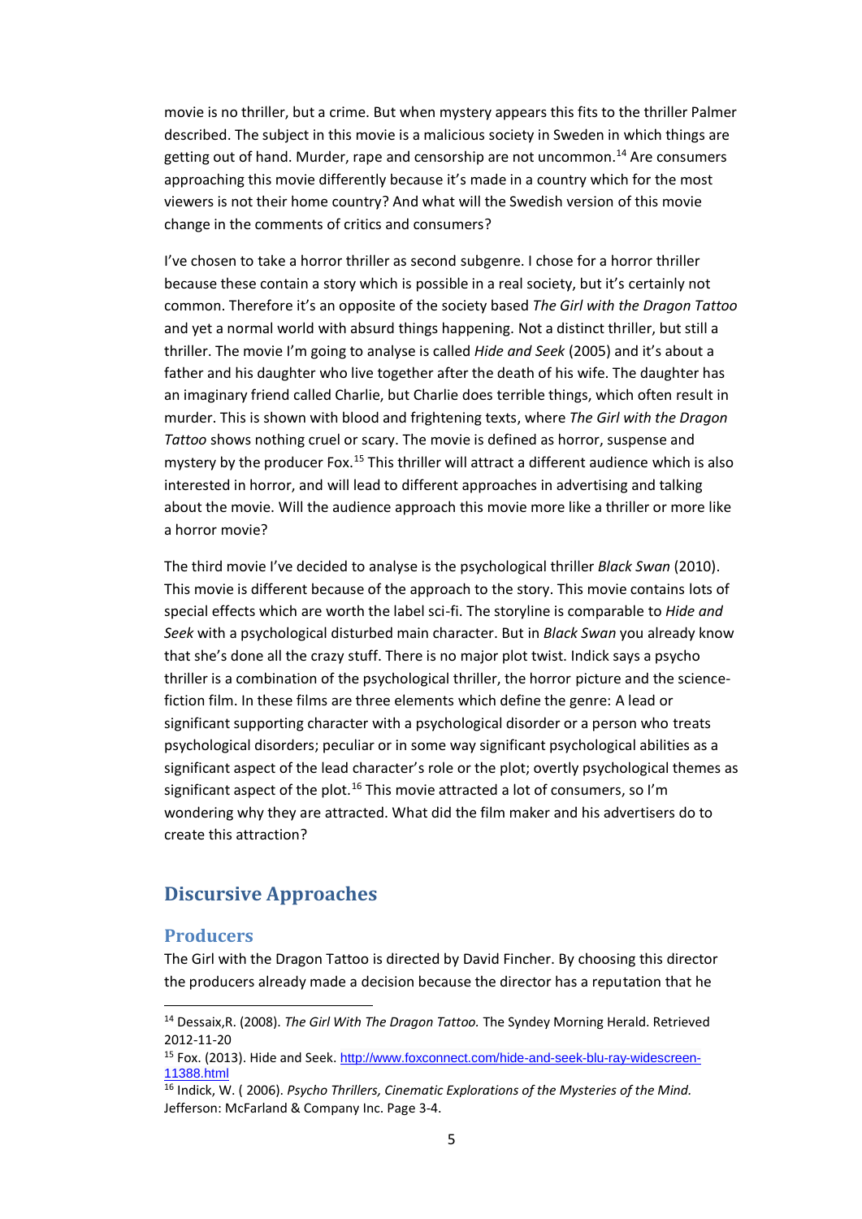movie is no thriller, but a crime. But when mystery appears this fits to the thriller Palmer described. The subject in this movie is a malicious society in Sweden in which things are getting out of hand. Murder, rape and censorship are not uncommon.[14] Are consumers approaching this movie differently because it's made in a country which for the most viewers is not their home country? And what will the Swedish version of this movie change in the comments of critics and consumers?

I've chosen to take a horror thriller as second subgenre. I chose for a horror thriller because these contain a story which is possible in a real society, but it's certainly not common. Therefore it's an opposite of the society based *The Girl with the Dragon Tattoo* and yet a normal world with absurd things happening. Not a distinct thriller, but still a thriller. The movie I'm going to analyse is called *Hide and Seek* (2005) and it's about a father and his daughter who live together after the death of his wife. The daughter has an imaginary friend called Charlie, but Charlie does terrible things, which often result in murder. This is shown with blood and frightening texts, where *The Girl with the Dragon Tattoo* shows nothing cruel or scary. The movie is defined as horror, suspense and mystery by the producer Fox.[15] This thriller will attract a different audience which is also interested in horror, and will lead to different approaches in advertising and talking about the movie. Will the audience approach this movie more like a thriller or more like a horror movie?

The third movie I've decided to analyse is the psychological thriller *Black Swan* (2010). This movie is different because of the approach to the story. This movie contains lots of special effects which are worth the label sci-fi. The storyline is comparable to *Hide and Seek* with a psychological disturbed main character. But in *Black Swan* you already know that she's done all the crazy stuff. There is no major plot twist. Indick says a psycho thriller is a combination of the psychological thriller, the horror picture and the science-fiction film. In these films are three elements which define the genre: A lead or significant supporting character with a psychological disorder or a person who treats psychological disorders; peculiar or in some way significant psychological abilities as a significant aspect of the lead character's role or the plot; overtly psychological themes as significant aspect of the plot.[16] This movie attracted a lot of consumers, so I'm wondering why they are attracted. What did the film maker and his advertisers do to create this attraction?

## Discursive Approaches

### Producers

The Girl with the Dragon Tattoo is directed by David Fincher. By choosing this director the producers already made a decision because the director has a reputation that he

---

[14] Dessaix,R. (2008). *The Girl With The Dragon Tattoo.* The Syndey Morning Herald. Retrieved 2012-11-20

[15] Fox. (2013). Hide and Seek. http://www.foxconnect.com/hide-and-seek-blu-ray-widescreen-11388.html

[16] Indick, W. ( 2006). *Psycho Thrillers, Cinematic Explorations of the Mysteries of the Mind.* Jefferson: McFarland & Company Inc. Page 3-4.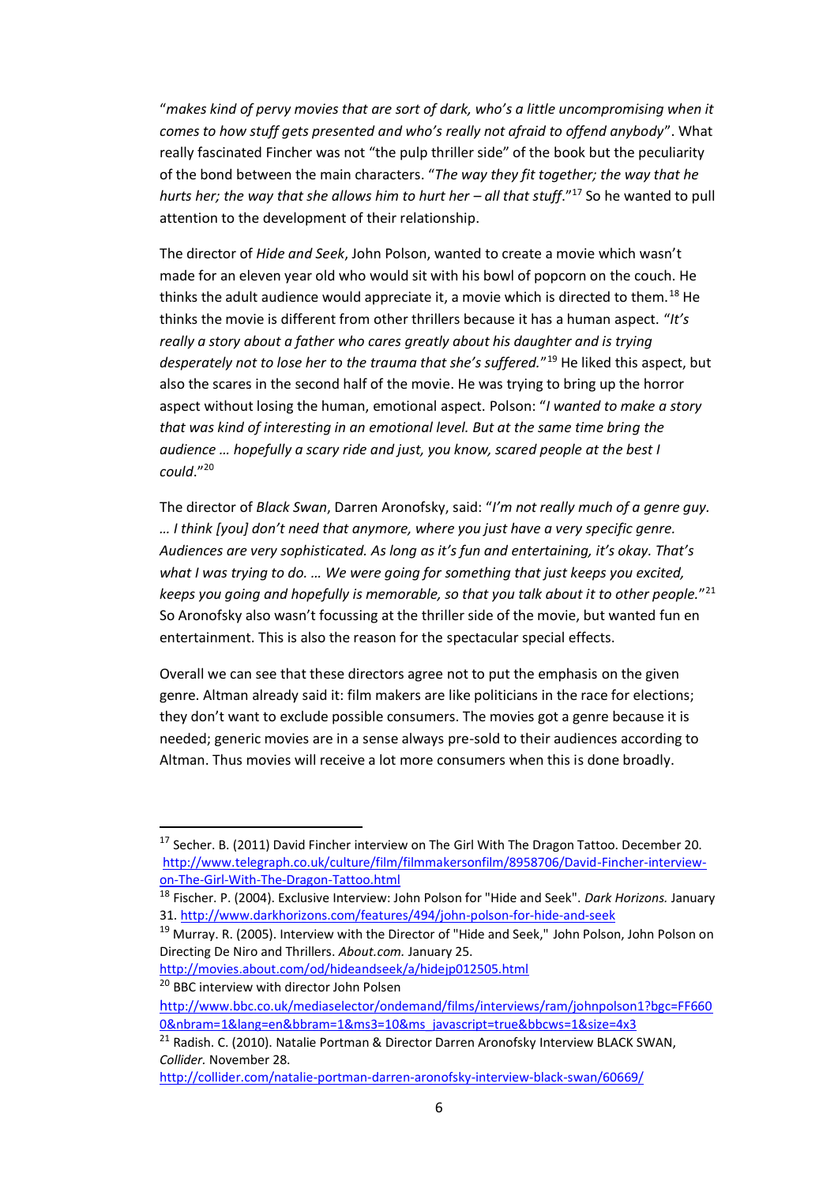"*makes kind of pervy movies that are sort of dark, who's a little uncompromising when it comes to how stuff gets presented and who's really not afraid to offend anybody*". What really fascinated Fincher was not "the pulp thriller side" of the book but the peculiarity of the bond between the main characters. "*The way they fit together; the way that he hurts her; the way that she allows him to hurt her – all that stuff*."[17] So he wanted to pull attention to the development of their relationship.

The director of *Hide and Seek*, John Polson, wanted to create a movie which wasn't made for an eleven year old who would sit with his bowl of popcorn on the couch. He thinks the adult audience would appreciate it, a movie which is directed to them.[18] He thinks the movie is different from other thrillers because it has a human aspect. "*It's really a story about a father who cares greatly about his daughter and is trying desperately not to lose her to the trauma that she's suffered.*"[19] He liked this aspect, but also the scares in the second half of the movie. He was trying to bring up the horror aspect without losing the human, emotional aspect. Polson: "*I wanted to make a story that was kind of interesting in an emotional level. But at the same time bring the audience … hopefully a scary ride and just, you know, scared people at the best I could*."[20]

The director of *Black Swan*, Darren Aronofsky, said: "*I'm not really much of a genre guy. … I think [you] don't need that anymore, where you just have a very specific genre. Audiences are very sophisticated. As long as it's fun and entertaining, it's okay. That's what I was trying to do. … We were going for something that just keeps you excited, keeps you going and hopefully is memorable, so that you talk about it to other people.*"[21] So Aronofsky also wasn't focussing at the thriller side of the movie, but wanted fun en entertainment. This is also the reason for the spectacular special effects.

Overall we can see that these directors agree not to put the emphasis on the given genre. Altman already said it: film makers are like politicians in the race for elections; they don't want to exclude possible consumers. The movies got a genre because it is needed; generic movies are in a sense always pre-sold to their audiences according to Altman. Thus movies will receive a lot more consumers when this is done broadly.

---

[17] Secher. B. (2011) David Fincher interview on The Girl With The Dragon Tattoo. December 20. http://www.telegraph.co.uk/culture/film/filmmakersonfilm/8958706/David-Fincher-interview-on-The-Girl-With-The-Dragon-Tattoo.html

[18] Fischer. P. (2004). Exclusive Interview: John Polson for "Hide and Seek". *Dark Horizons.* January 31. http://www.darkhorizons.com/features/494/john-polson-for-hide-and-seek

[19] Murray. R. (2005). Interview with the Director of "Hide and Seek," John Polson, John Polson on Directing De Niro and Thrillers. *About.com.* January 25. http://movies.about.com/od/hideandseek/a/hidejp012505.html

[20] BBC interview with director John Polsen http://www.bbc.co.uk/mediaselector/ondemand/films/interviews/ram/johnpolson1?bgc=FF6600&nbram=1&lang=en&bbram=1&ms3=10&ms_javascript=true&bbcws=1&size=4x3

[21] Radish. C. (2010). Natalie Portman & Director Darren Aronofsky Interview BLACK SWAN, *Collider.* November 28. http://collider.com/natalie-portman-darren-aronofsky-interview-black-swan/60669/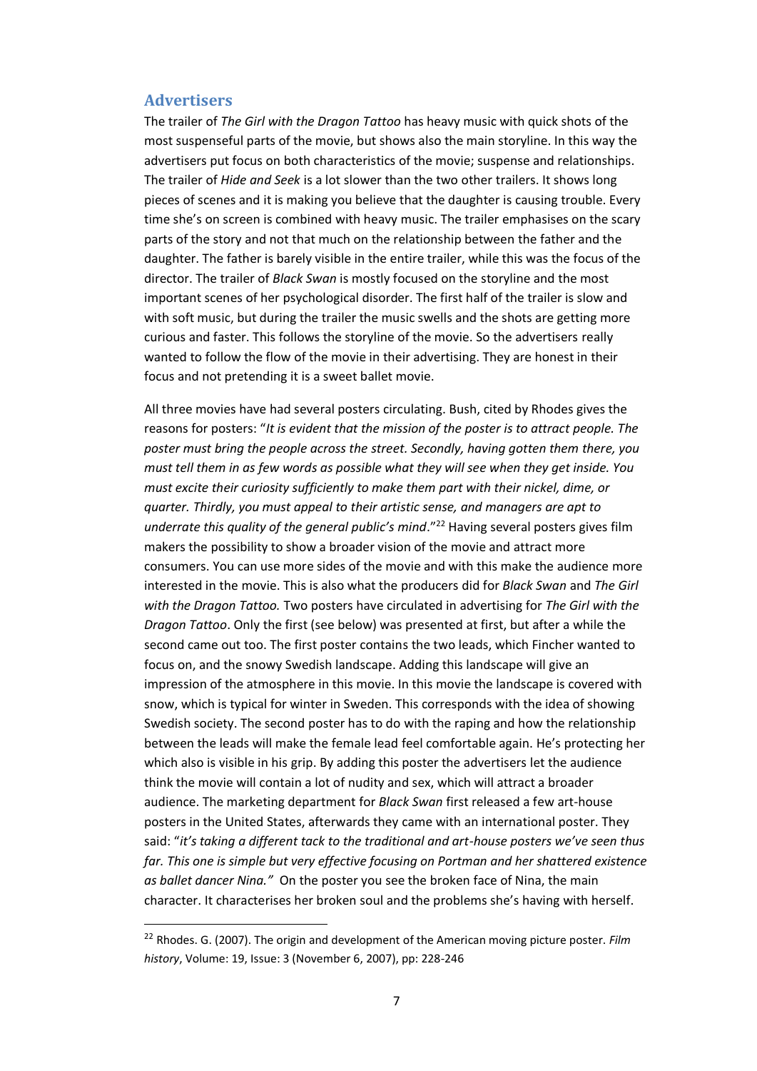## Advertisers

The trailer of *The Girl with the Dragon Tattoo* has heavy music with quick shots of the most suspenseful parts of the movie, but shows also the main storyline. In this way the advertisers put focus on both characteristics of the movie; suspense and relationships. The trailer of *Hide and Seek* is a lot slower than the two other trailers. It shows long pieces of scenes and it is making you believe that the daughter is causing trouble. Every time she's on screen is combined with heavy music. The trailer emphasises on the scary parts of the story and not that much on the relationship between the father and the daughter. The father is barely visible in the entire trailer, while this was the focus of the director. The trailer of *Black Swan* is mostly focused on the storyline and the most important scenes of her psychological disorder. The first half of the trailer is slow and with soft music, but during the trailer the music swells and the shots are getting more curious and faster. This follows the storyline of the movie. So the advertisers really wanted to follow the flow of the movie in their advertising. They are honest in their focus and not pretending it is a sweet ballet movie.

All three movies have had several posters circulating. Bush, cited by Rhodes gives the reasons for posters: "*It is evident that the mission of the poster is to attract people. The poster must bring the people across the street. Secondly, having gotten them there, you must tell them in as few words as possible what they will see when they get inside. You must excite their curiosity sufficiently to make them part with their nickel, dime, or quarter. Thirdly, you must appeal to their artistic sense, and managers are apt to underrate this quality of the general public's mind*."[22] Having several posters gives film makers the possibility to show a broader vision of the movie and attract more consumers. You can use more sides of the movie and with this make the audience more interested in the movie. This is also what the producers did for *Black Swan* and *The Girl with the Dragon Tattoo.* Two posters have circulated in advertising for *The Girl with the Dragon Tattoo*. Only the first (see below) was presented at first, but after a while the second came out too. The first poster contains the two leads, which Fincher wanted to focus on, and the snowy Swedish landscape. Adding this landscape will give an impression of the atmosphere in this movie. In this movie the landscape is covered with snow, which is typical for winter in Sweden. This corresponds with the idea of showing Swedish society. The second poster has to do with the raping and how the relationship between the leads will make the female lead feel comfortable again. He's protecting her which also is visible in his grip. By adding this poster the advertisers let the audience think the movie will contain a lot of nudity and sex, which will attract a broader audience. The marketing department for *Black Swan* first released a few art-house posters in the United States, afterwards they came with an international poster. They said: "*it's taking a different tack to the traditional and art-house posters we've seen thus far. This one is simple but very effective focusing on Portman and her shattered existence as ballet dancer Nina."* On the poster you see the broken face of Nina, the main character. It characterises her broken soul and the problems she's having with herself.

---

[22] Rhodes. G. (2007). The origin and development of the American moving picture poster. *Film history*, Volume: 19, Issue: 3 (November 6, 2007), pp: 228-246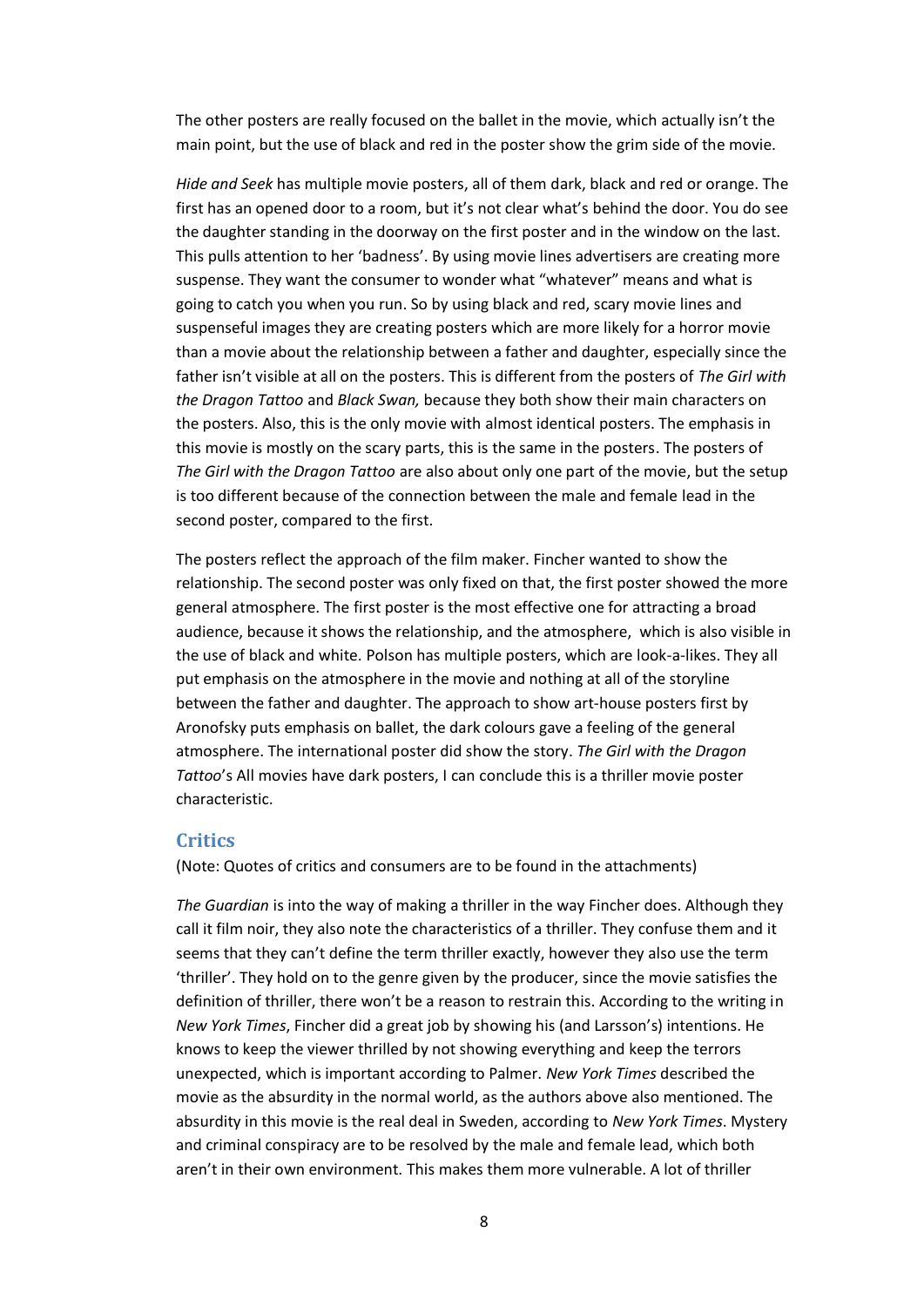The other posters are really focused on the ballet in the movie, which actually isn't the main point, but the use of black and red in the poster show the grim side of the movie.

*Hide and Seek* has multiple movie posters, all of them dark, black and red or orange. The first has an opened door to a room, but it's not clear what's behind the door. You do see the daughter standing in the doorway on the first poster and in the window on the last. This pulls attention to her 'badness'. By using movie lines advertisers are creating more suspense. They want the consumer to wonder what "whatever" means and what is going to catch you when you run. So by using black and red, scary movie lines and suspenseful images they are creating posters which are more likely for a horror movie than a movie about the relationship between a father and daughter, especially since the father isn't visible at all on the posters. This is different from the posters of *The Girl with the Dragon Tattoo* and *Black Swan,* because they both show their main characters on the posters. Also, this is the only movie with almost identical posters. The emphasis in this movie is mostly on the scary parts, this is the same in the posters. The posters of *The Girl with the Dragon Tattoo* are also about only one part of the movie, but the setup is too different because of the connection between the male and female lead in the second poster, compared to the first.

The posters reflect the approach of the film maker. Fincher wanted to show the relationship. The second poster was only fixed on that, the first poster showed the more general atmosphere. The first poster is the most effective one for attracting a broad audience, because it shows the relationship, and the atmosphere,  which is also visible in the use of black and white. Polson has multiple posters, which are look-a-likes. They all put emphasis on the atmosphere in the movie and nothing at all of the storyline between the father and daughter. The approach to show art-house posters first by Aronofsky puts emphasis on ballet, the dark colours gave a feeling of the general atmosphere. The international poster did show the story. *The Girl with the Dragon Tattoo*'s All movies have dark posters, I can conclude this is a thriller movie poster characteristic.

## Critics

(Note: Quotes of critics and consumers are to be found in the attachments)

*The Guardian* is into the way of making a thriller in the way Fincher does. Although they call it film noir, they also note the characteristics of a thriller. They confuse them and it seems that they can't define the term thriller exactly, however they also use the term 'thriller'. They hold on to the genre given by the producer, since the movie satisfies the definition of thriller, there won't be a reason to restrain this. According to the writing in *New York Times*, Fincher did a great job by showing his (and Larsson's) intentions. He knows to keep the viewer thrilled by not showing everything and keep the terrors unexpected, which is important according to Palmer. *New York Times* described the movie as the absurdity in the normal world, as the authors above also mentioned. The absurdity in this movie is the real deal in Sweden, according to *New York Times*. Mystery and criminal conspiracy are to be resolved by the male and female lead, which both aren't in their own environment. This makes them more vulnerable. A lot of thriller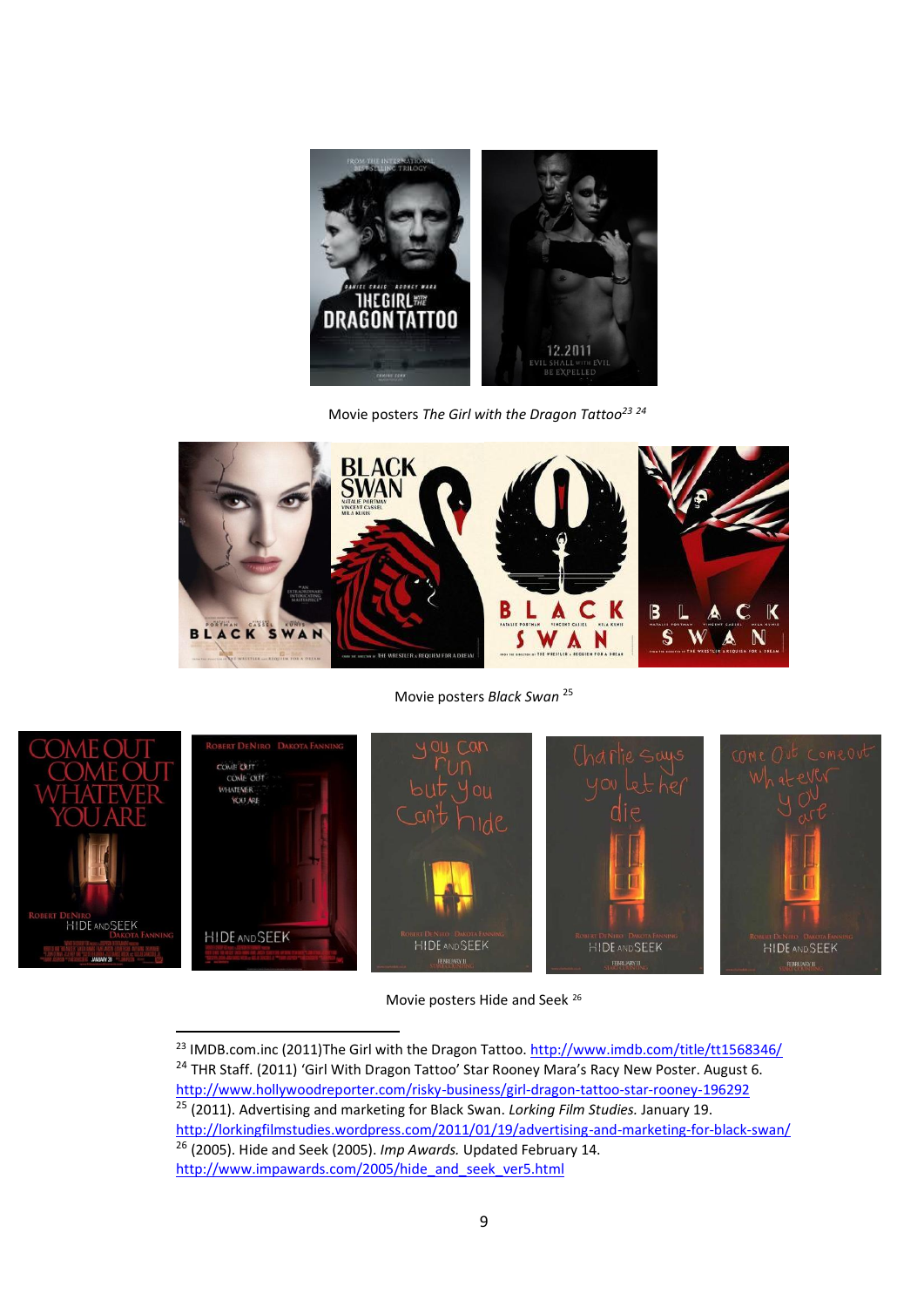Movie posters *The Girl with the Dragon Tattoo*[23] [24]

Movie posters *Black Swan* [25]

Movie posters Hide and Seek [26]

[23] IMDB.com.inc (2011)The Girl with the Dragon Tattoo. http://www.imdb.com/title/tt1568346/

[24] THR Staff. (2011) 'Girl With Dragon Tattoo' Star Rooney Mara's Racy New Poster. August 6. http://www.hollywoodreporter.com/risky-business/girl-dragon-tattoo-star-rooney-196292

[25] (2011). Advertising and marketing for Black Swan. *Lorking Film Studies.* January 19. http://lorkingfilmstudies.wordpress.com/2011/01/19/advertising-and-marketing-for-black-swan/

[26] (2005). Hide and Seek (2005). *Imp Awards.* Updated February 14. http://www.impawards.com/2005/hide_and_seek_ver5.html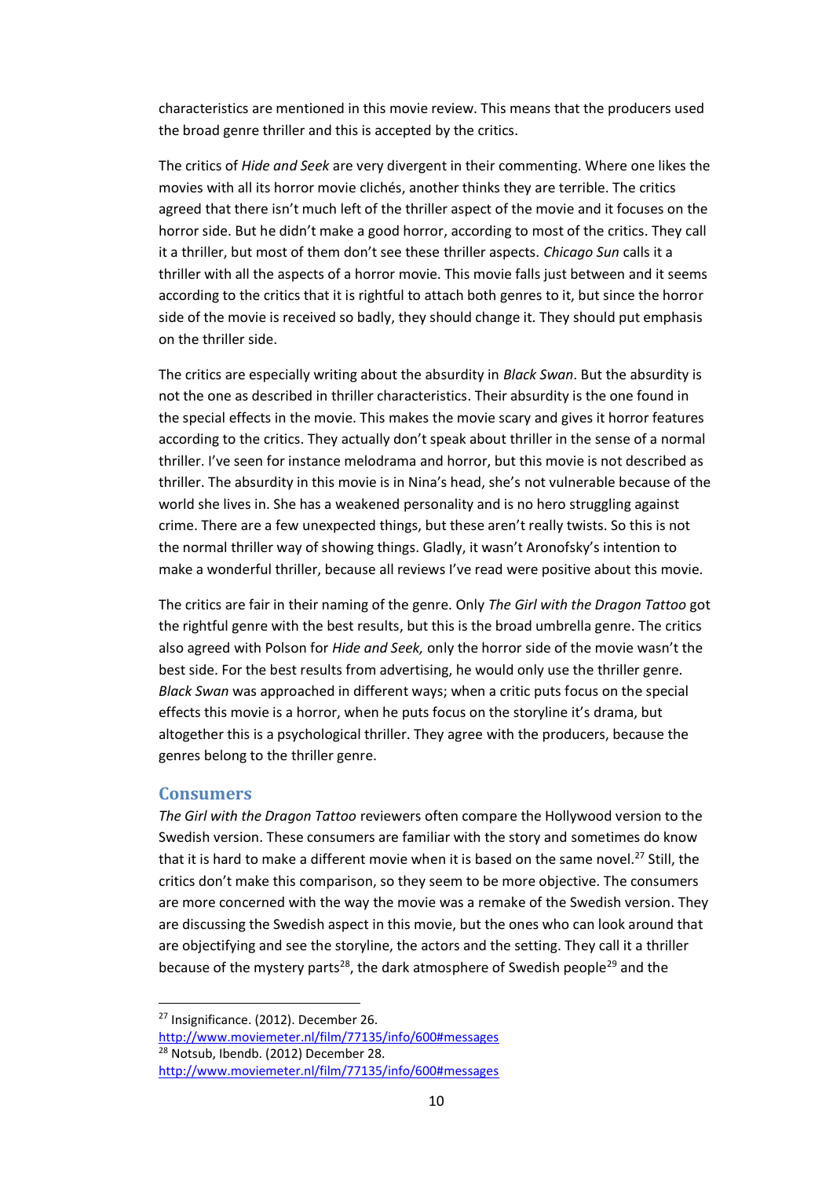characteristics are mentioned in this movie review. This means that the producers used the broad genre thriller and this is accepted by the critics.

The critics of *Hide and Seek* are very divergent in their commenting. Where one likes the movies with all its horror movie clichés, another thinks they are terrible. The critics agreed that there isn't much left of the thriller aspect of the movie and it focuses on the horror side. But he didn't make a good horror, according to most of the critics. They call it a thriller, but most of them don't see these thriller aspects. *Chicago Sun* calls it a thriller with all the aspects of a horror movie. This movie falls just between and it seems according to the critics that it is rightful to attach both genres to it, but since the horror side of the movie is received so badly, they should change it. They should put emphasis on the thriller side.

The critics are especially writing about the absurdity in *Black Swan*. But the absurdity is not the one as described in thriller characteristics. Their absurdity is the one found in the special effects in the movie. This makes the movie scary and gives it horror features according to the critics. They actually don't speak about thriller in the sense of a normal thriller. I've seen for instance melodrama and horror, but this movie is not described as thriller. The absurdity in this movie is in Nina's head, she's not vulnerable because of the world she lives in. She has a weakened personality and is no hero struggling against crime. There are a few unexpected things, but these aren't really twists. So this is not the normal thriller way of showing things. Gladly, it wasn't Aronofsky's intention to make a wonderful thriller, because all reviews I've read were positive about this movie.

The critics are fair in their naming of the genre. Only *The Girl with the Dragon Tattoo* got the rightful genre with the best results, but this is the broad umbrella genre. The critics also agreed with Polson for *Hide and Seek,* only the horror side of the movie wasn't the best side. For the best results from advertising, he would only use the thriller genre. *Black Swan* was approached in different ways; when a critic puts focus on the special effects this movie is a horror, when he puts focus on the storyline it's drama, but altogether this is a psychological thriller. They agree with the producers, because the genres belong to the thriller genre.

## Consumers

*The Girl with the Dragon Tattoo* reviewers often compare the Hollywood version to the Swedish version. These consumers are familiar with the story and sometimes do know that it is hard to make a different movie when it is based on the same novel.[27] Still, the critics don't make this comparison, so they seem to be more objective. The consumers are more concerned with the way the movie was a remake of the Swedish version. They are discussing the Swedish aspect in this movie, but the ones who can look around that are objectifying and see the storyline, the actors and the setting. They call it a thriller because of the mystery parts[28], the dark atmosphere of Swedish people[29] and the

---

[27] Insignificance. (2012). December 26. http://www.moviemeter.nl/film/77135/info/600#messages

[28] Notsub, Ibendb. (2012) December 28. http://www.moviemeter.nl/film/77135/info/600#messages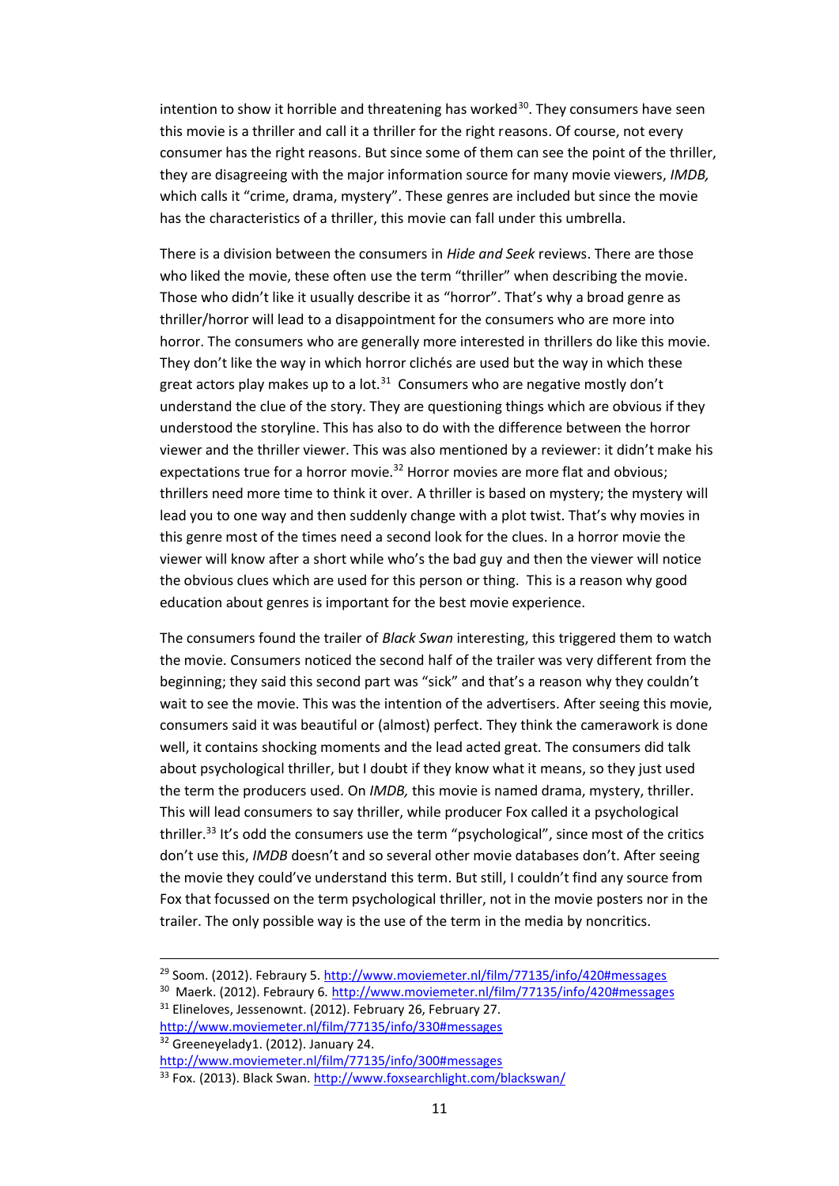intention to show it horrible and threatening has worked[30]. They consumers have seen this movie is a thriller and call it a thriller for the right reasons. Of course, not every consumer has the right reasons. But since some of them can see the point of the thriller, they are disagreeing with the major information source for many movie viewers, *IMDB,* which calls it "crime, drama, mystery". These genres are included but since the movie has the characteristics of a thriller, this movie can fall under this umbrella.

There is a division between the consumers in *Hide and Seek* reviews. There are those who liked the movie, these often use the term "thriller" when describing the movie. Those who didn't like it usually describe it as "horror". That's why a broad genre as thriller/horror will lead to a disappointment for the consumers who are more into horror. The consumers who are generally more interested in thrillers do like this movie. They don't like the way in which horror clichés are used but the way in which these great actors play makes up to a lot.[31] Consumers who are negative mostly don't understand the clue of the story. They are questioning things which are obvious if they understood the storyline. This has also to do with the difference between the horror viewer and the thriller viewer. This was also mentioned by a reviewer: it didn't make his expectations true for a horror movie.[32] Horror movies are more flat and obvious; thrillers need more time to think it over. A thriller is based on mystery; the mystery will lead you to one way and then suddenly change with a plot twist. That's why movies in this genre most of the times need a second look for the clues. In a horror movie the viewer will know after a short while who's the bad guy and then the viewer will notice the obvious clues which are used for this person or thing. This is a reason why good education about genres is important for the best movie experience.

The consumers found the trailer of *Black Swan* interesting, this triggered them to watch the movie. Consumers noticed the second half of the trailer was very different from the beginning; they said this second part was "sick" and that's a reason why they couldn't wait to see the movie. This was the intention of the advertisers. After seeing this movie, consumers said it was beautiful or (almost) perfect. They think the camerawork is done well, it contains shocking moments and the lead acted great. The consumers did talk about psychological thriller, but I doubt if they know what it means, so they just used the term the producers used. On *IMDB,* this movie is named drama, mystery, thriller. This will lead consumers to say thriller, while producer Fox called it a psychological thriller.[33] It's odd the consumers use the term "psychological", since most of the critics don't use this, *IMDB* doesn't and so several other movie databases don't. After seeing the movie they could've understand this term. But still, I couldn't find any source from Fox that focussed on the term psychological thriller, not in the movie posters nor in the trailer. The only possible way is the use of the term in the media by noncritics.

---

[29] Soom. (2012). Febraury 5. http://www.moviemeter.nl/film/77135/info/420#messages

[30] Maerk. (2012). Febraury 6. http://www.moviemeter.nl/film/77135/info/420#messages

[31] Elineloves, Jessenownt. (2012). February 26, February 27. http://www.moviemeter.nl/film/77135/info/330#messages

[32] Greeneyelady1. (2012). January 24. http://www.moviemeter.nl/film/77135/info/300#messages

[33] Fox. (2013). Black Swan. http://www.foxsearchlight.com/blackswan/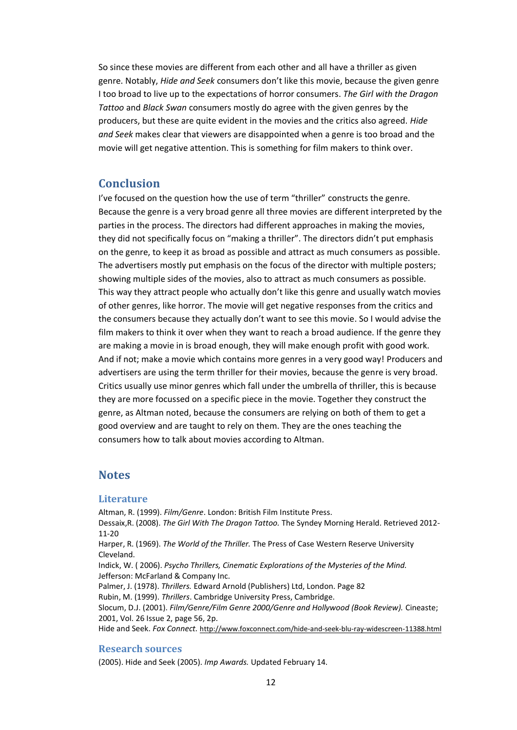So since these movies are different from each other and all have a thriller as given genre. Notably, *Hide and Seek* consumers don't like this movie, because the given genre I too broad to live up to the expectations of horror consumers. *The Girl with the Dragon Tattoo* and *Black Swan* consumers mostly do agree with the given genres by the producers, but these are quite evident in the movies and the critics also agreed. *Hide and Seek* makes clear that viewers are disappointed when a genre is too broad and the movie will get negative attention. This is something for film makers to think over.

## Conclusion

I've focused on the question how the use of term "thriller" constructs the genre. Because the genre is a very broad genre all three movies are different interpreted by the parties in the process. The directors had different approaches in making the movies, they did not specifically focus on "making a thriller". The directors didn't put emphasis on the genre, to keep it as broad as possible and attract as much consumers as possible. The advertisers mostly put emphasis on the focus of the director with multiple posters; showing multiple sides of the movies, also to attract as much consumers as possible. This way they attract people who actually don't like this genre and usually watch movies of other genres, like horror. The movie will get negative responses from the critics and the consumers because they actually don't want to see this movie. So I would advise the film makers to think it over when they want to reach a broad audience. If the genre they are making a movie in is broad enough, they will make enough profit with good work. And if not; make a movie which contains more genres in a very good way! Producers and advertisers are using the term thriller for their movies, because the genre is very broad. Critics usually use minor genres which fall under the umbrella of thriller, this is because they are more focussed on a specific piece in the movie. Together they construct the genre, as Altman noted, because the consumers are relying on both of them to get a good overview and are taught to rely on them. They are the ones teaching the consumers how to talk about movies according to Altman.

## Notes

### Literature

Altman, R. (1999). *Film/Genre*. London: British Film Institute Press.
Dessaix,R. (2008). *The Girl With The Dragon Tattoo.* The Syndey Morning Herald. Retrieved 2012-11-20
Harper, R. (1969). *The World of the Thriller.* The Press of Case Western Reserve University Cleveland.
Indick, W. ( 2006). *Psycho Thrillers, Cinematic Explorations of the Mysteries of the Mind.* Jefferson: McFarland & Company Inc.
Palmer, J. (1978). *Thrillers.* Edward Arnold (Publishers) Ltd, London. Page 82
Rubin, M. (1999). *Thrillers*. Cambridge University Press, Cambridge.
Slocum, D.J. (2001). *Film/Genre/Film Genre 2000/Genre and Hollywood (Book Review).* Cineaste; 2001, Vol. 26 Issue 2, page 56, 2p.
Hide and Seek. *Fox Connect.* http://www.foxconnect.com/hide-and-seek-blu-ray-widescreen-11388.html

### Research sources

(2005). Hide and Seek (2005). *Imp Awards.* Updated February 14.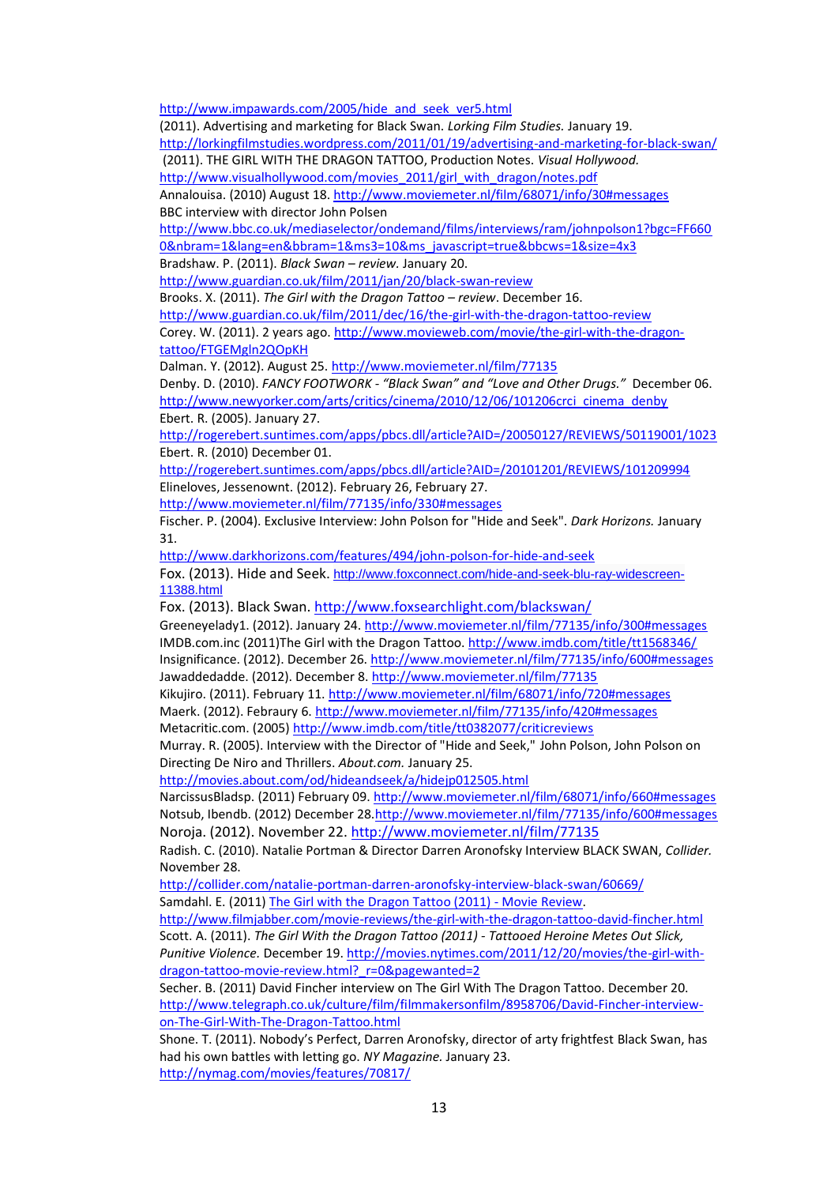http://www.impawards.com/2005/hide_and_seek_ver5.html

(2011). Advertising and marketing for Black Swan. *Lorking Film Studies.* January 19. http://lorkingfilmstudies.wordpress.com/2011/01/19/advertising-and-marketing-for-black-swan/

(2011). THE GIRL WITH THE DRAGON TATTOO, Production Notes. *Visual Hollywood.* http://www.visualhollywood.com/movies_2011/girl_with_dragon/notes.pdf

Annalouisa. (2010) August 18. http://www.moviemeter.nl/film/68071/info/30#messages

BBC interview with director John Polsen http://www.bbc.co.uk/mediaselector/ondemand/films/interviews/ram/johnpolson1?bgc=FF6600&nbram=1&lang=en&bbram=1&ms3=10&ms_javascript=true&bbcws=1&size=4x3

Bradshaw. P. (2011). *Black Swan – review.* January 20. http://www.guardian.co.uk/film/2011/jan/20/black-swan-review

Brooks. X. (2011). *The Girl with the Dragon Tattoo – review*. December 16. http://www.guardian.co.uk/film/2011/dec/16/the-girl-with-the-dragon-tattoo-review

Corey. W. (2011). 2 years ago. http://www.movieweb.com/movie/the-girl-with-the-dragon-tattoo/FTGEMgln2QOpKH

Dalman. Y. (2012). August 25. http://www.moviemeter.nl/film/77135

Denby. D. (2010). *FANCY FOOTWORK - "Black Swan" and "Love and Other Drugs."* December 06. http://www.newyorker.com/arts/critics/cinema/2010/12/06/101206crci_cinema_denby

Ebert. R. (2005). January 27. http://rogerebert.suntimes.com/apps/pbcs.dll/article?AID=/20050127/REVIEWS/50119001/1023

Ebert. R. (2010) December 01. http://rogerebert.suntimes.com/apps/pbcs.dll/article?AID=/20101201/REVIEWS/101209994

Elineloves, Jessenownt. (2012). February 26, February 27. http://www.moviemeter.nl/film/77135/info/330#messages

Fischer. P. (2004). Exclusive Interview: John Polson for "Hide and Seek". *Dark Horizons.* January 31. http://www.darkhorizons.com/features/494/john-polson-for-hide-and-seek

Fox. (2013). Hide and Seek. http://www.foxconnect.com/hide-and-seek-blu-ray-widescreen-11388.html

Fox. (2013). Black Swan. http://www.foxsearchlight.com/blackswan/

Greeneyelady1. (2012). January 24. http://www.moviemeter.nl/film/77135/info/300#messages

IMDB.com.inc (2011)The Girl with the Dragon Tattoo. http://www.imdb.com/title/tt1568346/

Insignificance. (2012). December 26. http://www.moviemeter.nl/film/77135/info/600#messages

Jawaddedadde. (2012). December 8. http://www.moviemeter.nl/film/77135

Kikujiro. (2011). February 11. http://www.moviemeter.nl/film/68071/info/720#messages

Maerk. (2012). Febraury 6. http://www.moviemeter.nl/film/77135/info/420#messages

Metacritic.com. (2005) http://www.imdb.com/title/tt0382077/criticreviews

Murray. R. (2005). Interview with the Director of "Hide and Seek," John Polson, John Polson on Directing De Niro and Thrillers. *About.com.* January 25. http://movies.about.com/od/hideandseek/a/hidejp012505.html

NarcissusBladsp. (2011) February 09. http://www.moviemeter.nl/film/68071/info/660#messages

Notsub, Ibendb. (2012) December 28.http://www.moviemeter.nl/film/77135/info/600#messages

Noroja. (2012). November 22. http://www.moviemeter.nl/film/77135

Radish. C. (2010). Natalie Portman & Director Darren Aronofsky Interview BLACK SWAN, *Collider.* November 28. http://collider.com/natalie-portman-darren-aronofsky-interview-black-swan/60669/

Samdahl. E. (2011) The Girl with the Dragon Tattoo (2011) - Movie Review. http://www.filmjabber.com/movie-reviews/the-girl-with-the-dragon-tattoo-david-fincher.html

Scott. A. (2011). *The Girl With the Dragon Tattoo (2011) - Tattooed Heroine Metes Out Slick, Punitive Violence.* December 19. http://movies.nytimes.com/2011/12/20/movies/the-girl-with-dragon-tattoo-movie-review.html?_r=0&pagewanted=2

Secher. B. (2011) David Fincher interview on The Girl With The Dragon Tattoo. December 20. http://www.telegraph.co.uk/culture/film/filmmakersonfilm/8958706/David-Fincher-interview-on-The-Girl-With-The-Dragon-Tattoo.html

Shone. T. (2011). Nobody's Perfect, Darren Aronofsky, director of arty frightfest Black Swan, has had his own battles with letting go. *NY Magazine.* January 23. http://nymag.com/movies/features/70817/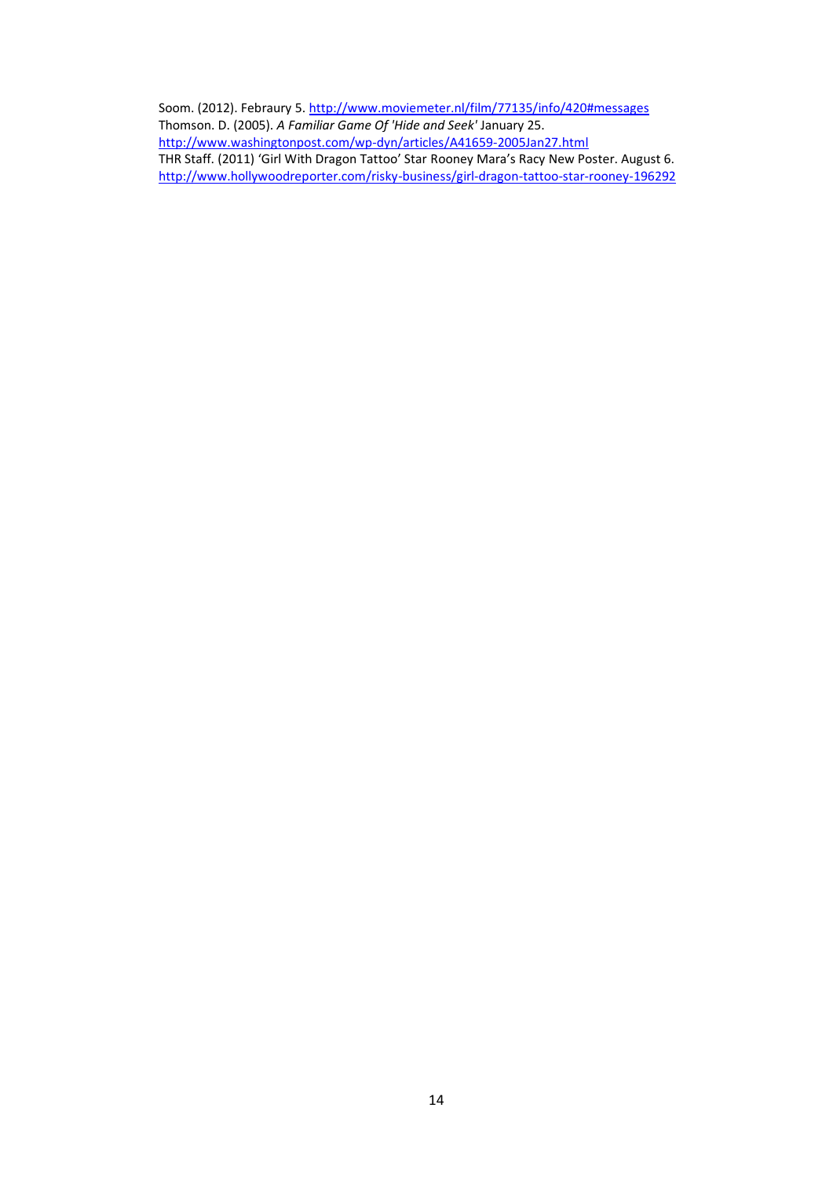Soom. (2012). Febraury 5. http://www.moviemeter.nl/film/77135/info/420#messages
Thomson. D. (2005). *A Familiar Game Of 'Hide and Seek'* January 25.
http://www.washingtonpost.com/wp-dyn/articles/A41659-2005Jan27.html
THR Staff. (2011) 'Girl With Dragon Tattoo' Star Rooney Mara's Racy New Poster. August 6.
http://www.hollywoodreporter.com/risky-business/girl-dragon-tattoo-star-rooney-196292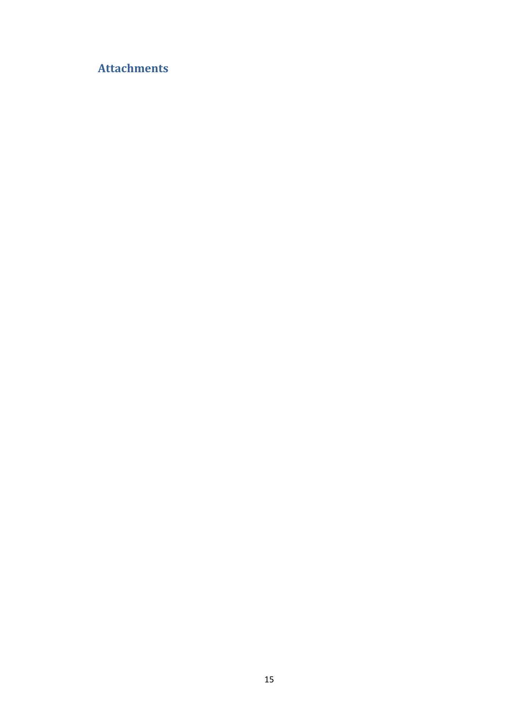## Attachments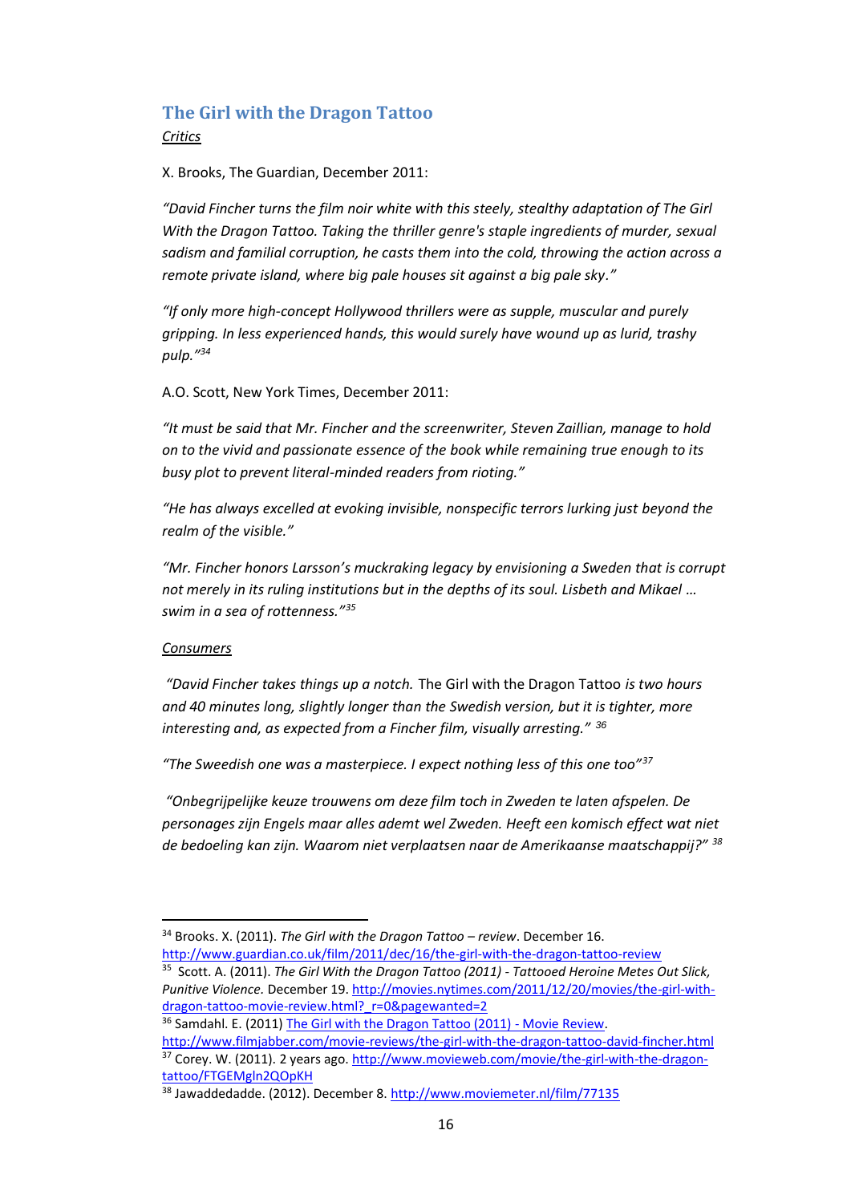## The Girl with the Dragon Tattoo

*Critics*

X. Brooks, The Guardian, December 2011:

*"David Fincher turns the film noir white with this steely, stealthy adaptation of The Girl With the Dragon Tattoo. Taking the thriller genre's staple ingredients of murder, sexual sadism and familial corruption, he casts them into the cold, throwing the action across a remote private island, where big pale houses sit against a big pale sky."*

*"If only more high-concept Hollywood thrillers were as supple, muscular and purely gripping. In less experienced hands, this would surely have wound up as lurid, trashy pulp."*[34]

A.O. Scott, New York Times, December 2011:

*"It must be said that Mr. Fincher and the screenwriter, Steven Zaillian, manage to hold on to the vivid and passionate essence of the book while remaining true enough to its busy plot to prevent literal-minded readers from rioting."*

*"He has always excelled at evoking invisible, nonspecific terrors lurking just beyond the realm of the visible."*

*"Mr. Fincher honors Larsson's muckraking legacy by envisioning a Sweden that is corrupt not merely in its ruling institutions but in the depths of its soul. Lisbeth and Mikael … swim in a sea of rottenness."*[35]

*Consumers*

*"David Fincher takes things up a notch.* The Girl with the Dragon Tattoo *is two hours and 40 minutes long, slightly longer than the Swedish version, but it is tighter, more interesting and, as expected from a Fincher film, visually arresting."* [36]

*"The Sweedish one was a masterpiece. I expect nothing less of this one too"*[37]

*"Onbegrijpelijke keuze trouwens om deze film toch in Zweden te laten afspelen. De personages zijn Engels maar alles ademt wel Zweden. Heeft een komisch effect wat niet de bedoeling kan zijn. Waarom niet verplaatsen naar de Amerikaanse maatschappij?"* [38]

---

[34] Brooks. X. (2011). *The Girl with the Dragon Tattoo – review*. December 16. http://www.guardian.co.uk/film/2011/dec/16/the-girl-with-the-dragon-tattoo-review

[35] Scott. A. (2011). *The Girl With the Dragon Tattoo (2011) - Tattooed Heroine Metes Out Slick, Punitive Violence.* December 19. http://movies.nytimes.com/2011/12/20/movies/the-girl-with-dragon-tattoo-movie-review.html?_r=0&pagewanted=2

[36] Samdahl. E. (2011) The Girl with the Dragon Tattoo (2011) - Movie Review. http://www.filmjabber.com/movie-reviews/the-girl-with-the-dragon-tattoo-david-fincher.html

[37] Corey. W. (2011). 2 years ago. http://www.movieweb.com/movie/the-girl-with-the-dragon-tattoo/FTGEMgln2QOpKH

[38] Jawaddedadde. (2012). December 8. http://www.moviemeter.nl/film/77135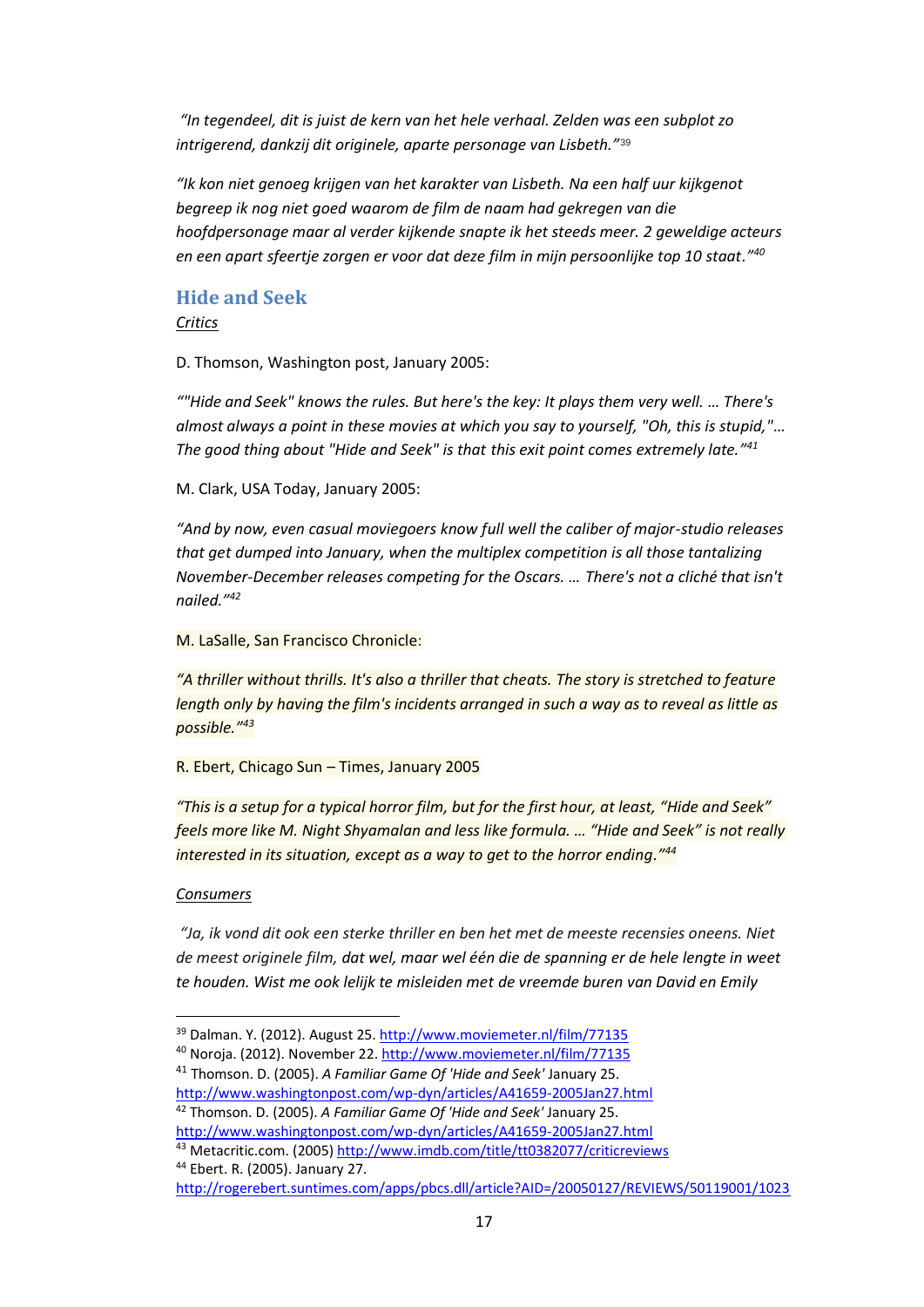*"In tegendeel, dit is juist de kern van het hele verhaal. Zelden was een subplot zo intrigerend, dankzij dit originele, aparte personage van Lisbeth."*[39]

*"Ik kon niet genoeg krijgen van het karakter van Lisbeth. Na een half uur kijkgenot begreep ik nog niet goed waarom de film de naam had gekregen van die hoofdpersonage maar al verder kijkende snapte ik het steeds meer. 2 geweldige acteurs en een apart sfeertje zorgen er voor dat deze film in mijn persoonlijke top 10 staat."*[40]

## Hide and Seek

<u>*Critics*</u>

D. Thomson, Washington post, January 2005:

*""Hide and Seek" knows the rules. But here's the key: It plays them very well. … There's almost always a point in these movies at which you say to yourself, "Oh, this is stupid,"… The good thing about "Hide and Seek" is that this exit point comes extremely late."*[41]

M. Clark, USA Today, January 2005:

*"And by now, even casual moviegoers know full well the caliber of major-studio releases that get dumped into January, when the multiplex competition is all those tantalizing November-December releases competing for the Oscars. … There's not a cliché that isn't nailed."*[42]

M. LaSalle, San Francisco Chronicle:

*"A thriller without thrills. It's also a thriller that cheats. The story is stretched to feature length only by having the film's incidents arranged in such a way as to reveal as little as possible."*[43]

R. Ebert, Chicago Sun – Times, January 2005

*"This is a setup for a typical horror film, but for the first hour, at least, "Hide and Seek" feels more like M. Night Shyamalan and less like formula. … "Hide and Seek" is not really interested in its situation, except as a way to get to the horror ending."*[44]

<u>*Consumers*</u>

*"Ja, ik vond dit ook een sterke thriller en ben het met de meeste recensies oneens. Niet de meest originele film, dat wel, maar wel één die de spanning er de hele lengte in weet te houden. Wist me ook lelijk te misleiden met de vreemde buren van David en Emily*

---

[39] Dalman. Y. (2012). August 25. http://www.moviemeter.nl/film/77135

[40] Noroja. (2012). November 22. http://www.moviemeter.nl/film/77135

[41] Thomson. D. (2005). *A Familiar Game Of 'Hide and Seek'* January 25. http://www.washingtonpost.com/wp-dyn/articles/A41659-2005Jan27.html

[42] Thomson. D. (2005). *A Familiar Game Of 'Hide and Seek'* January 25. http://www.washingtonpost.com/wp-dyn/articles/A41659-2005Jan27.html

[43] Metacritic.com. (2005) http://www.imdb.com/title/tt0382077/criticreviews

[44] Ebert. R. (2005). January 27. http://rogerebert.suntimes.com/apps/pbcs.dll/article?AID=/20050127/REVIEWS/50119001/1023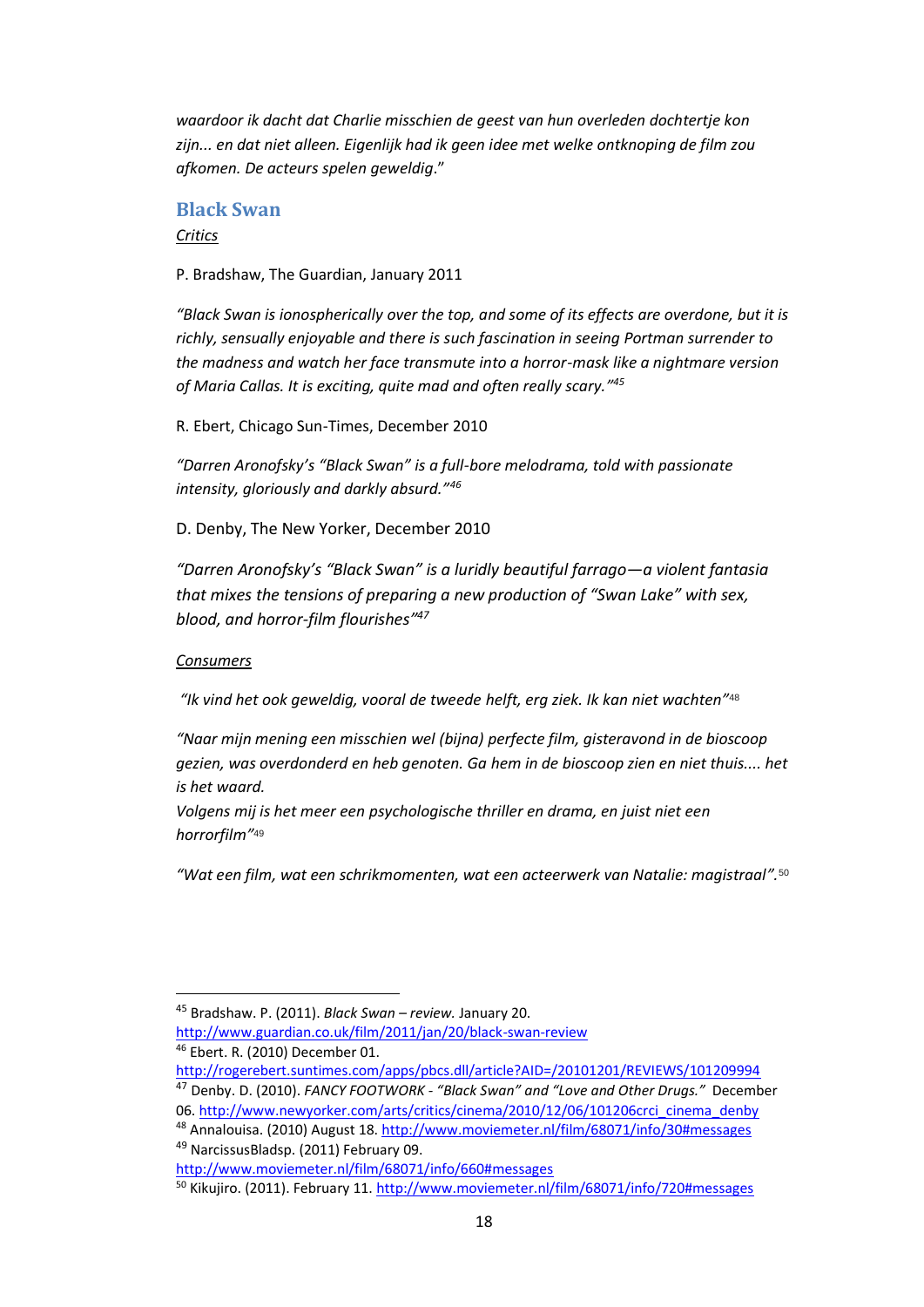*waardoor ik dacht dat Charlie misschien de geest van hun overleden dochtertje kon zijn... en dat niet alleen. Eigenlijk had ik geen idee met welke ontknoping de film zou afkomen. De acteurs spelen geweldig*."

## Black Swan

*Critics*

P. Bradshaw, The Guardian, January 2011

*"Black Swan is ionospherically over the top, and some of its effects are overdone, but it is richly, sensually enjoyable and there is such fascination in seeing Portman surrender to the madness and watch her face transmute into a horror-mask like a nightmare version of Maria Callas. It is exciting, quite mad and often really scary."*[45]

R. Ebert, Chicago Sun-Times, December 2010

*"Darren Aronofsky's "Black Swan" is a full-bore melodrama, told with passionate intensity, gloriously and darkly absurd."*[46]

D. Denby, The New Yorker, December 2010

*"Darren Aronofsky's "Black Swan" is a luridly beautiful farrago—a violent fantasia that mixes the tensions of preparing a new production of "Swan Lake" with sex, blood, and horror-film flourishes"*[47]

*Consumers*

*"Ik vind het ook geweldig, vooral de tweede helft, erg ziek. Ik kan niet wachten"*[48]

*"Naar mijn mening een misschien wel (bijna) perfecte film, gisteravond in de bioscoop gezien, was overdonderd en heb genoten. Ga hem in de bioscoop zien en niet thuis.... het is het waard.*
*Volgens mij is het meer een psychologische thriller en drama, en juist niet een horrorfilm"*[49]

*"Wat een film, wat een schrikmomenten, wat een acteerwerk van Natalie: magistraal"*.[50]

---

[45] Bradshaw. P. (2011). *Black Swan – review.* January 20. http://www.guardian.co.uk/film/2011/jan/20/black-swan-review

[46] Ebert. R. (2010) December 01. http://rogerebert.suntimes.com/apps/pbcs.dll/article?AID=/20101201/REVIEWS/101209994

[47] Denby. D. (2010). *FANCY FOOTWORK - "Black Swan" and "Love and Other Drugs."* December 06. http://www.newyorker.com/arts/critics/cinema/2010/12/06/101206crci_cinema_denby

[48] Annalouisa. (2010) August 18. http://www.moviemeter.nl/film/68071/info/30#messages

[49] NarcissusBladsp. (2011) February 09. http://www.moviemeter.nl/film/68071/info/660#messages

[50] Kikujiro. (2011). February 11. http://www.moviemeter.nl/film/68071/info/720#messages